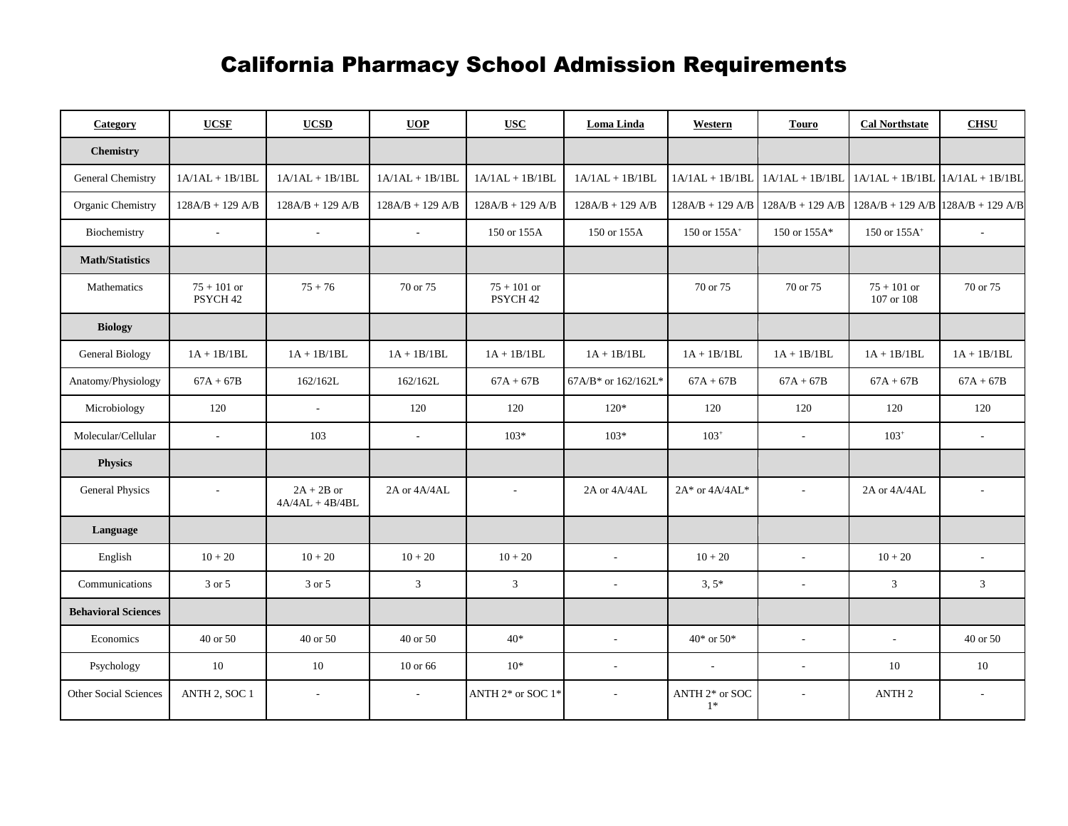# California Pharmacy School Admission Requirements

| Category | UCSF | UCSD | UOP | USC | Loma Linda | Western | Touro | Cal Northstate | CHSU |
|---|---|---|---|---|---|---|---|---|---|
| **Chemistry** | | | | | | | | | |
| General Chemistry | 1A/1AL + 1B/1BL | 1A/1AL + 1B/1BL | 1A/1AL + 1B/1BL | 1A/1AL + 1B/1BL | 1A/1AL + 1B/1BL | 1A/1AL + 1B/1BL | 1A/1AL + 1B/1BL | 1A/1AL + 1B/1BL | 1A/1AL + 1B/1BL |
| Organic Chemistry | 128A/B + 129 A/B | 128A/B + 129 A/B | 128A/B + 129 A/B | 128A/B + 129 A/B | 128A/B + 129 A/B | 128A/B + 129 A/B | 128A/B + 129 A/B | 128A/B + 129 A/B | 128A/B + 129 A/B |
| Biochemistry | - | - | - | 150 or 155A | 150 or 155A | 150 or 155A$^{+}$ | 150 or 155A* | 150 or 155A$^{+}$ | - |
| **Math/Statistics** | | | | | | | | | |
| Mathematics | 75 + 101 or PSYCH 42 | 75 + 76 | 70 or 75 | 75 + 101 or PSYCH 42 | | 70 or 75 | 70 or 75 | 75 + 101 or 107 or 108 | 70 or 75 |
| **Biology** | | | | | | | | | |
| General Biology | 1A + 1B/1BL | 1A + 1B/1BL | 1A + 1B/1BL | 1A + 1B/1BL | 1A + 1B/1BL | 1A + 1B/1BL | 1A + 1B/1BL | 1A + 1B/1BL | 1A + 1B/1BL |
| Anatomy/Physiology | 67A + 67B | 162/162L | 162/162L | 67A + 67B | 67A/B* or 162/162L* | 67A + 67B | 67A + 67B | 67A + 67B | 67A + 67B |
| Microbiology | 120 | - | 120 | 120 | 120* | 120 | 120 | 120 | 120 |
| Molecular/Cellular | - | 103 | - | 103* | 103* | 103$^{+}$ | - | 103$^{+}$ | - |
| **Physics** | | | | | | | | | |
| General Physics | - | 2A + 2B or 4A/4AL + 4B/4BL | 2A or 4A/4AL | - | 2A or 4A/4AL | 2A* or 4A/4AL* | - | 2A or 4A/4AL | - |
| **Language** | | | | | | | | | |
| English | 10 + 20 | 10 + 20 | 10 + 20 | 10 + 20 | - | 10 + 20 | - | 10 + 20 | - |
| Communications | 3 or 5 | 3 or 5 | 3 | 3 | - | 3, 5* | - | 3 | 3 |
| **Behavioral Sciences** | | | | | | | | | |
| Economics | 40 or 50 | 40 or 50 | 40 or 50 | 40* | - | 40* or 50* | - | - | 40 or 50 |
| Psychology | 10 | 10 | 10 or 66 | 10* | - | - | - | 10 | 10 |
| Other Social Sciences | ANTH 2, SOC 1 | - | - | ANTH 2* or SOC 1* | - | ANTH 2* or SOC 1* | - | ANTH 2 | - |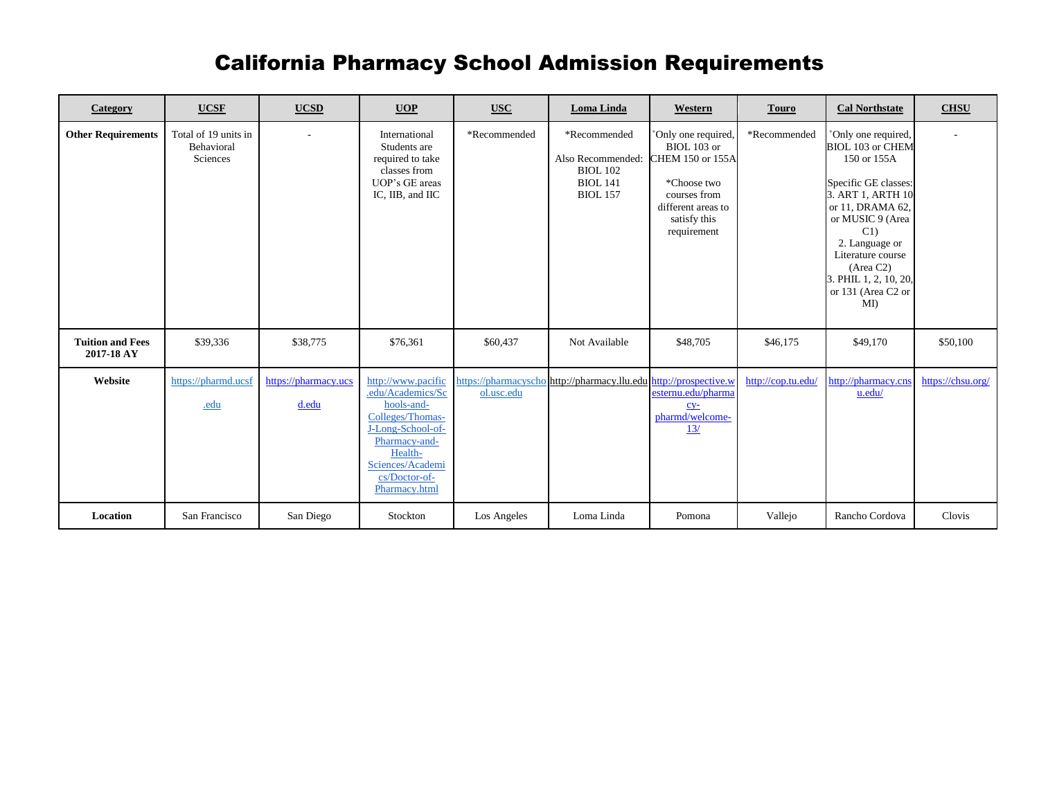# California Pharmacy School Admission Requirements

| Category | UCSF | UCSD | UOP | USC | Loma Linda | Western | Touro | Cal Northstate | CHSU |
|---|---|---|---|---|---|---|---|---|---|
| **Other Requirements** | Total of 19 units in Behavioral Sciences | - | International Students are required to take classes from UOP's GE areas IC, IIB, and IIC | *Recommended | *Recommended<br><br>Also Recommended: BIOL 102 BIOL 141 BIOL 157 | [+]Only one required, BIOL 103 or CHEM 150 or 155A<br><br>*Choose two courses from different areas to satisfy this requirement | *Recommended | [+]Only one required, BIOL 103 or CHEM 150 or 155A<br><br>Specific GE classes:<br>3. ART 1, ARTH 10 or 11, DRAMA 62, or MUSIC 9 (Area C1)<br>2. Language or Literature course (Area C2)<br>3. PHIL 1, 2, 10, 20, or 131 (Area C2 or MI) | - |
| **Tuition and Fees 2017-18 AY** | $39,336 | $38,775 | $76,361 | $60,437 | Not Available | $48,705 | $46,175 | $49,170 | $50,100 |
| **Website** | https://pharmd.ucsf.edu | https://pharmacy.ucsd.edu | http://www.pacific.edu/Academics/Schools-and-Colleges/Thomas-J-Long-School-of-Pharmacy-and-Health-Sciences/Academics/Doctor-of-Pharmacy.html | https://pharmacyschool.usc.edu | http://pharmacy.llu.edu | http://prospective.westernu.edu/pharmacy-pharmd/welcome-13/ | http://cop.tu.edu/ | http://pharmacy.cnsu.edu/ | https://chsu.org/ |
| **Location** | San Francisco | San Diego | Stockton | Los Angeles | Loma Linda | Pomona | Vallejo | Rancho Cordova | Clovis |